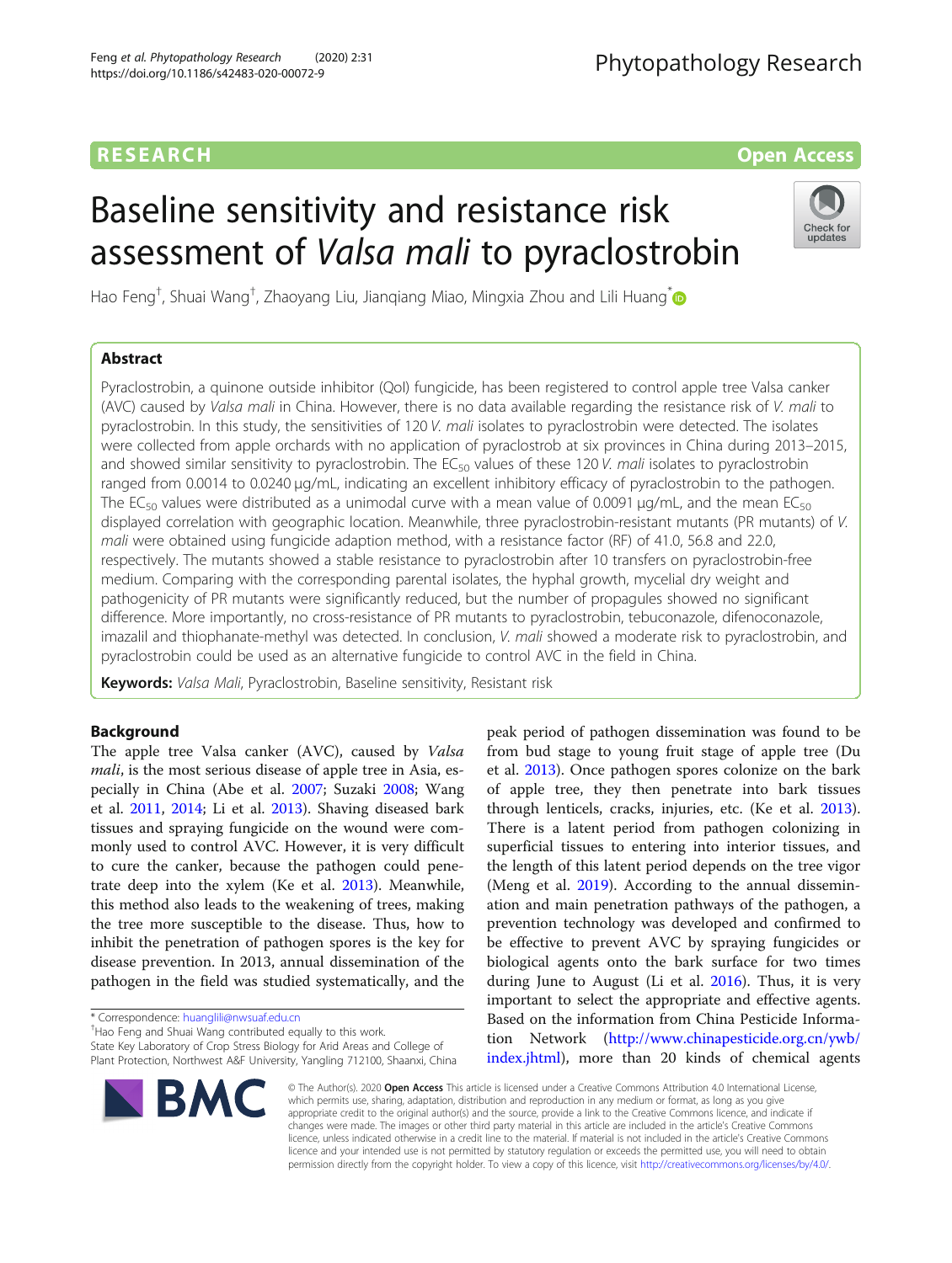RESEARCH

Open Access

# Baseline sensitivity and resistance risk assessment of *Valsa mali* to pyraclostrobin

Hao Feng[†], Shuai Wang[†], Zhaoyang Liu, Jianqiang Miao, Mingxia Zhou and Lili Huang[*]

## Abstract

Pyraclostrobin, a quinone outside inhibitor (QoI) fungicide, has been registered to control apple tree Valsa canker (AVC) caused by *Valsa mali* in China. However, there is no data available regarding the resistance risk of *V. mali* to pyraclostrobin. In this study, the sensitivities of 120 *V. mali* isolates to pyraclostrobin were detected. The isolates were collected from apple orchards with no application of pyraclostrob at six provinces in China during 2013–2015, and showed similar sensitivity to pyraclostrobin. The $EC_{50}$ values of these 120 *V. mali* isolates to pyraclostrobin ranged from 0.0014 to 0.0240 μg/mL, indicating an excellent inhibitory efficacy of pyraclostrobin to the pathogen. The $EC_{50}$ values were distributed as a unimodal curve with a mean value of 0.0091 μg/mL, and the mean $EC_{50}$ displayed correlation with geographic location. Meanwhile, three pyraclostrobin-resistant mutants (PR mutants) of *V. mali* were obtained using fungicide adaption method, with a resistance factor (RF) of 41.0, 56.8 and 22.0, respectively. The mutants showed a stable resistance to pyraclostrobin after 10 transfers on pyraclostrobin-free medium. Comparing with the corresponding parental isolates, the hyphal growth, mycelial dry weight and pathogenicity of PR mutants were significantly reduced, but the number of propagules showed no significant difference. More importantly, no cross-resistance of PR mutants to pyraclostrobin, tebuconazole, difenoconazole, imazalil and thiophanate-methyl was detected. In conclusion, *V. mali* showed a moderate risk to pyraclostrobin, and pyraclostrobin could be used as an alternative fungicide to control AVC in the field in China.

**Keywords:** *Valsa Mali*, Pyraclostrobin, Baseline sensitivity, Resistant risk

## Background

The apple tree Valsa canker (AVC), caused by *Valsa mali*, is the most serious disease of apple tree in Asia, especially in China (Abe et al. 2007; Suzaki 2008; Wang et al. 2011, 2014; Li et al. 2013). Shaving diseased bark tissues and spraying fungicide on the wound were commonly used to control AVC. However, it is very difficult to cure the canker, because the pathogen could penetrate deep into the xylem (Ke et al. 2013). Meanwhile, this method also leads to the weakening of trees, making the tree more susceptible to the disease. Thus, how to inhibit the penetration of pathogen spores is the key for disease prevention. In 2013, annual dissemination of the pathogen in the field was studied systematically, and the peak period of pathogen dissemination was found to be from bud stage to young fruit stage of apple tree (Du et al. 2013). Once pathogen spores colonize on the bark of apple tree, they then penetrate into bark tissues through lenticels, cracks, injuries, etc. (Ke et al. 2013). There is a latent period from pathogen colonizing in superficial tissues to entering into interior tissues, and the length of this latent period depends on the tree vigor (Meng et al. 2019). According to the annual dissemination and main penetration pathways of the pathogen, a prevention technology was developed and confirmed to be effective to prevent AVC by spraying fungicides or biological agents onto the bark surface for two times during June to August (Li et al. 2016). Thus, it is very important to select the appropriate and effective agents. Based on the information from China Pesticide Information Network (http://www.chinapesticide.org.cn/ywb/index.jhtml), more than 20 kinds of chemical agents

[*] Correspondence: huanglili@nwsuaf.edu.cn
[†]Hao Feng and Shuai Wang contributed equally to this work.
State Key Laboratory of Crop Stress Biology for Arid Areas and College of Plant Protection, Northwest A&F University, Yangling 712100, Shaanxi, China

© The Author(s). 2020 **Open Access** This article is licensed under a Creative Commons Attribution 4.0 International License, which permits use, sharing, adaptation, distribution and reproduction in any medium or format, as long as you give appropriate credit to the original author(s) and the source, provide a link to the Creative Commons licence, and indicate if changes were made. The images or other third party material in this article are included in the article's Creative Commons licence, unless indicated otherwise in a credit line to the material. If material is not included in the article's Creative Commons licence and your intended use is not permitted by statutory regulation or exceeds the permitted use, you will need to obtain permission directly from the copyright holder. To view a copy of this licence, visit http://creativecommons.org/licenses/by/4.0/.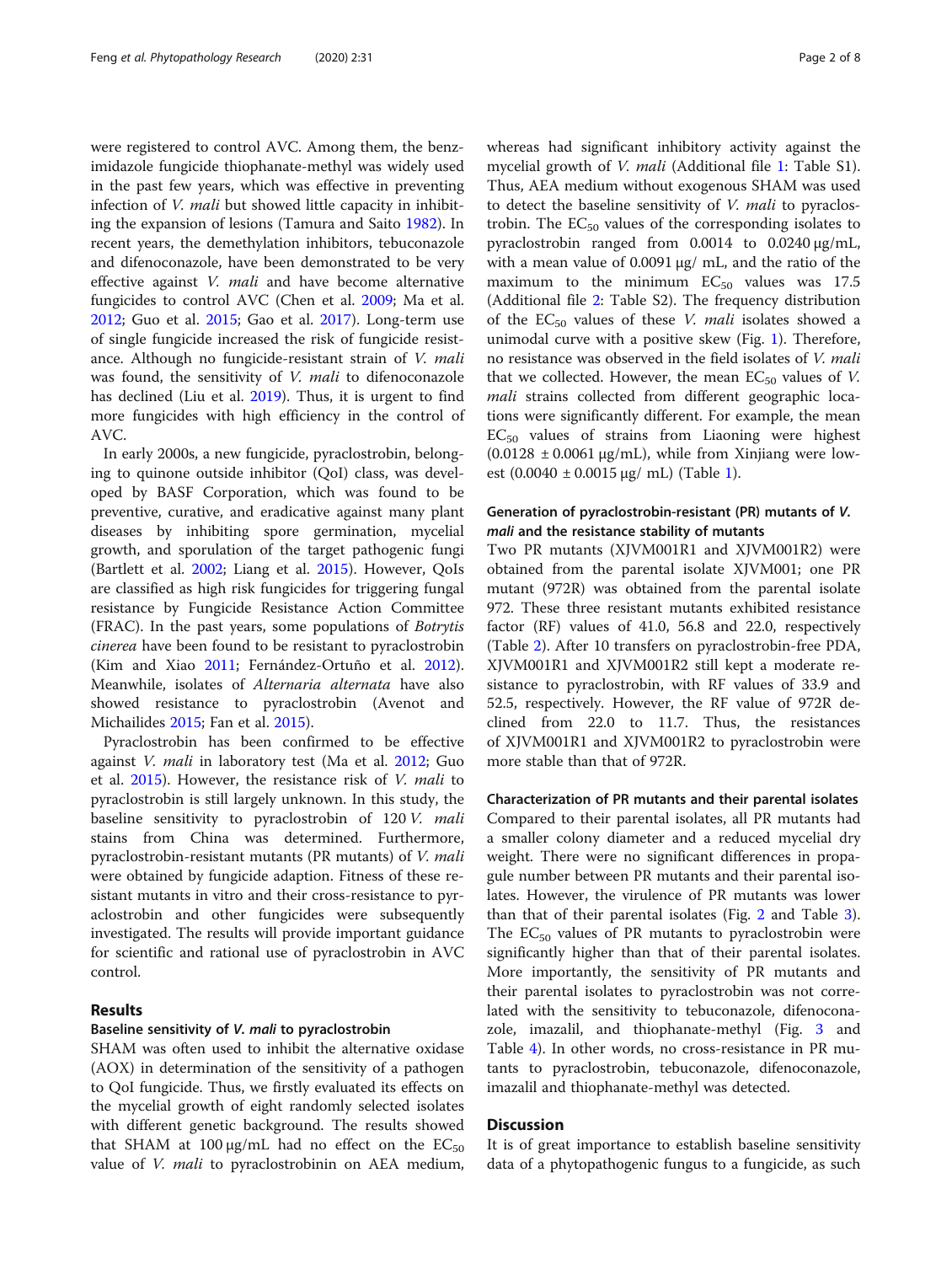were registered to control AVC. Among them, the benzimidazole fungicide thiophanate-methyl was widely used in the past few years, which was effective in preventing infection of *V. mali* but showed little capacity in inhibiting the expansion of lesions (Tamura and Saito 1982). In recent years, the demethylation inhibitors, tebuconazole and difenoconazole, have been demonstrated to be very effective against *V. mali* and have become alternative fungicides to control AVC (Chen et al. 2009; Ma et al. 2012; Guo et al. 2015; Gao et al. 2017). Long-term use of single fungicide increased the risk of fungicide resistance. Although no fungicide-resistant strain of *V. mali* was found, the sensitivity of *V. mali* to difenoconazole has declined (Liu et al. 2019). Thus, it is urgent to find more fungicides with high efficiency in the control of AVC.

In early 2000s, a new fungicide, pyraclostrobin, belonging to quinone outside inhibitor (QoI) class, was developed by BASF Corporation, which was found to be preventive, curative, and eradicative against many plant diseases by inhibiting spore germination, mycelial growth, and sporulation of the target pathogenic fungi (Bartlett et al. 2002; Liang et al. 2015). However, QoIs are classified as high risk fungicides for triggering fungal resistance by Fungicide Resistance Action Committee (FRAC). In the past years, some populations of *Botrytis cinerea* have been found to be resistant to pyraclostrobin (Kim and Xiao 2011; Fernández-Ortuño et al. 2012). Meanwhile, isolates of *Alternaria alternata* have also showed resistance to pyraclostrobin (Avenot and Michailides 2015; Fan et al. 2015).

Pyraclostrobin has been confirmed to be effective against *V. mali* in laboratory test (Ma et al. 2012; Guo et al. 2015). However, the resistance risk of *V. mali* to pyraclostrobin is still largely unknown. In this study, the baseline sensitivity to pyraclostrobin of 120 *V. mali* stains from China was determined. Furthermore, pyraclostrobin-resistant mutants (PR mutants) of *V. mali* were obtained by fungicide adaption. Fitness of these resistant mutants in vitro and their cross-resistance to pyraclostrobin and other fungicides were subsequently investigated. The results will provide important guidance for scientific and rational use of pyraclostrobin in AVC control.

## Results

### Baseline sensitivity of *V. mali* to pyraclostrobin

SHAM was often used to inhibit the alternative oxidase (AOX) in determination of the sensitivity of a pathogen to QoI fungicide. Thus, we firstly evaluated its effects on the mycelial growth of eight randomly selected isolates with different genetic background. The results showed that SHAM at 100 μg/mL had no effect on the $EC_{50}$ value of *V. mali* to pyraclostrobinin on AEA medium, whereas had significant inhibitory activity against the mycelial growth of *V. mali* (Additional file 1: Table S1). Thus, AEA medium without exogenous SHAM was used to detect the baseline sensitivity of *V. mali* to pyraclostrobin. The $EC_{50}$ values of the corresponding isolates to pyraclostrobin ranged from 0.0014 to 0.0240 μg/mL, with a mean value of 0.0091 μg/ mL, and the ratio of the maximum to the minimum $EC_{50}$ values was 17.5 (Additional file 2: Table S2). The frequency distribution of the $EC_{50}$ values of these *V. mali* isolates showed a unimodal curve with a positive skew (Fig. 1). Therefore, no resistance was observed in the field isolates of *V. mali* that we collected. However, the mean $EC_{50}$ values of *V. mali* strains collected from different geographic locations were significantly different. For example, the mean $EC_{50}$ values of strains from Liaoning were highest (0.0128 ± 0.0061 μg/mL), while from Xinjiang were lowest (0.0040 ± 0.0015 μg/ mL) (Table 1).

### Generation of pyraclostrobin-resistant (PR) mutants of *V. mali* and the resistance stability of mutants

Two PR mutants (XJVM001R1 and XJVM001R2) were obtained from the parental isolate XJVM001; one PR mutant (972R) was obtained from the parental isolate 972. These three resistant mutants exhibited resistance factor (RF) values of 41.0, 56.8 and 22.0, respectively (Table 2). After 10 transfers on pyraclostrobin-free PDA, XJVM001R1 and XJVM001R2 still kept a moderate resistance to pyraclostrobin, with RF values of 33.9 and 52.5, respectively. However, the RF value of 972R declined from 22.0 to 11.7. Thus, the resistances of XJVM001R1 and XJVM001R2 to pyraclostrobin were more stable than that of 972R.

### Characterization of PR mutants and their parental isolates

Compared to their parental isolates, all PR mutants had a smaller colony diameter and a reduced mycelial dry weight. There were no significant differences in propagule number between PR mutants and their parental isolates. However, the virulence of PR mutants was lower than that of their parental isolates (Fig. 2 and Table 3). The $EC_{50}$ values of PR mutants to pyraclostrobin were significantly higher than that of their parental isolates. More importantly, the sensitivity of PR mutants and their parental isolates to pyraclostrobin was not correlated with the sensitivity to tebuconazole, difenoconazole, imazalil, and thiophanate-methyl (Fig. 3 and Table 4). In other words, no cross-resistance in PR mutants to pyraclostrobin, tebuconazole, difenoconazole, imazalil and thiophanate-methyl was detected.

## Discussion

It is of great importance to establish baseline sensitivity data of a phytopathogenic fungus to a fungicide, as such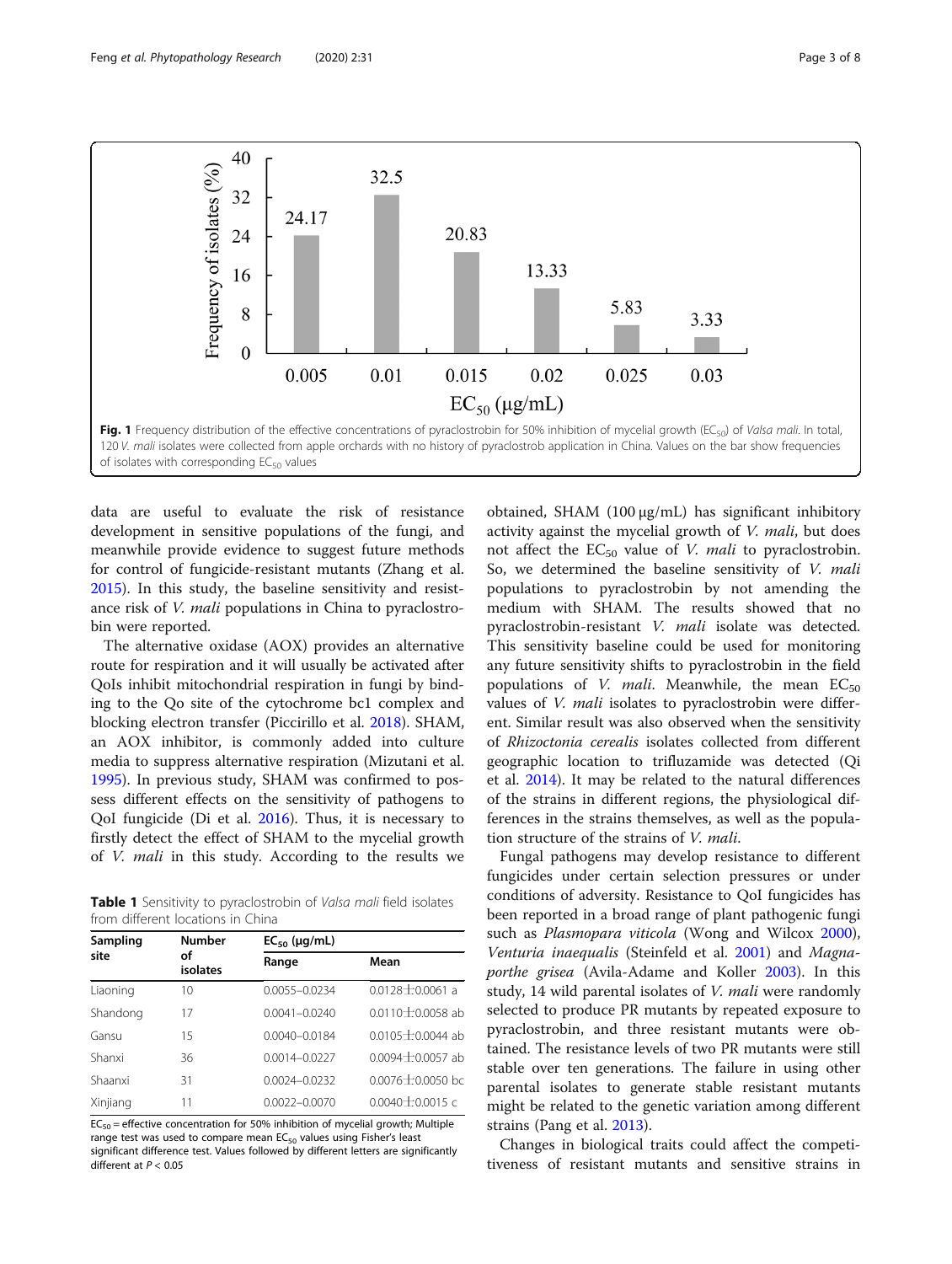Fig. 1 Frequency distribution of the effective concentrations of pyraclostrobin for 50% inhibition of mycelial growth ($EC_{50}$) of *Valsa mali*. In total, 120 *V. mali* isolates were collected from apple orchards with no history of pyraclostrob application in China. Values on the bar show frequencies of isolates with corresponding $EC_{50}$ values

data are useful to evaluate the risk of resistance development in sensitive populations of the fungi, and meanwhile provide evidence to suggest future methods for control of fungicide-resistant mutants (Zhang et al. 2015). In this study, the baseline sensitivity and resistance risk of *V. mali* populations in China to pyraclostrobin were reported.

The alternative oxidase (AOX) provides an alternative route for respiration and it will usually be activated after QoIs inhibit mitochondrial respiration in fungi by binding to the Qo site of the cytochrome bc1 complex and blocking electron transfer (Piccirillo et al. 2018). SHAM, an AOX inhibitor, is commonly added into culture media to suppress alternative respiration (Mizutani et al. 1995). In previous study, SHAM was confirmed to possess different effects on the sensitivity of pathogens to QoI fungicide (Di et al. 2016). Thus, it is necessary to firstly detect the effect of SHAM to the mycelial growth of *V. mali* in this study. According to the results we obtained, SHAM (100 μg/mL) has significant inhibitory activity against the mycelial growth of *V. mali*, but does not affect the $EC_{50}$ value of *V. mali* to pyraclostrobin. So, we determined the baseline sensitivity of *V. mali* populations to pyraclostrobin by not amending the medium with SHAM. The results showed that no pyraclostrobin-resistant *V. mali* isolate was detected. This sensitivity baseline could be used for monitoring any future sensitivity shifts to pyraclostrobin in the field populations of *V. mali*. Meanwhile, the mean $EC_{50}$ values of *V. mali* isolates to pyraclostrobin were different. Similar result was also observed when the sensitivity of *Rhizoctonia cerealis* isolates collected from different geographic location to trifluzamide was detected (Qi et al. 2014). It may be related to the natural differences of the strains in different regions, the physiological differences in the strains themselves, as well as the population structure of the strains of *V. mali*.

**Table 1** Sensitivity to pyraclostrobin of *Valsa mali* field isolates from different locations in China

| Sampling site | Number of isolates | $EC_{50}$ (μg/mL) | |
|---|---|---|---|
| | | Range | Mean |
| Liaoning | 10 | 0.0055–0.0234 | 0.0128±0.0061 a |
| Shandong | 17 | 0.0041–0.0240 | 0.0110±0.0058 ab |
| Gansu | 15 | 0.0040–0.0184 | 0.0105±0.0044 ab |
| Shanxi | 36 | 0.0014–0.0227 | 0.0094±0.0057 ab |
| Shaanxi | 31 | 0.0024–0.0232 | 0.0076±0.0050 bc |
| Xinjiang | 11 | 0.0022–0.0070 | 0.0040±0.0015 c |

$EC_{50}$ = effective concentration for 50% inhibition of mycelial growth; Multiple range test was used to compare mean $EC_{50}$ values using Fisher's least significant difference test. Values followed by different letters are significantly different at $P < 0.05$

Fungal pathogens may develop resistance to different fungicides under certain selection pressures or under conditions of adversity. Resistance to QoI fungicides has been reported in a broad range of plant pathogenic fungi such as *Plasmopara viticola* (Wong and Wilcox 2000), *Venturia inaequalis* (Steinfeld et al. 2001) and *Magnaporthe grisea* (Avila-Adame and Koller 2003). In this study, 14 wild parental isolates of *V. mali* were randomly selected to produce PR mutants by repeated exposure to pyraclostrobin, and three resistant mutants were obtained. The resistance levels of two PR mutants were still stable over ten generations. The failure in using other parental isolates to generate stable resistant mutants might be related to the genetic variation among different strains (Pang et al. 2013).

Changes in biological traits could affect the competitiveness of resistant mutants and sensitive strains in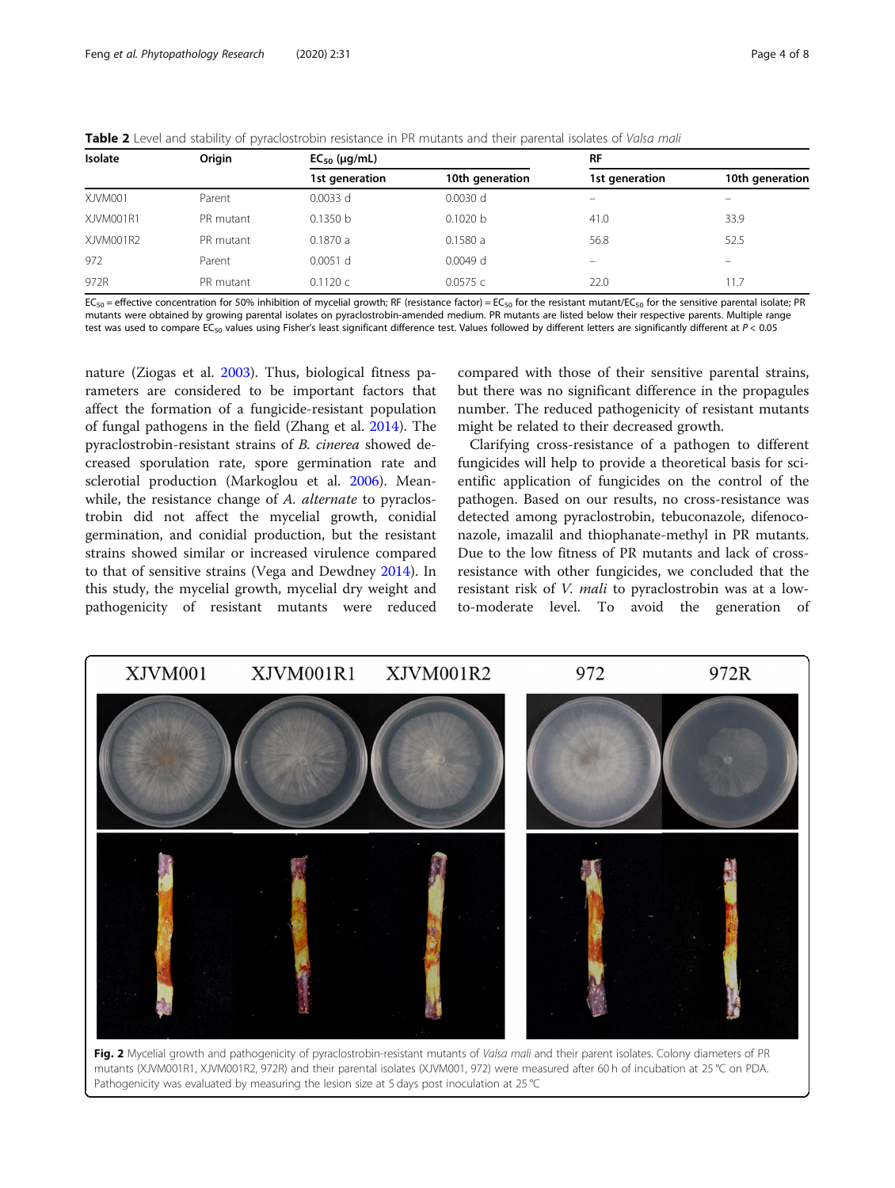**Table 2** Level and stability of pyraclostrobin resistance in PR mutants and their parental isolates of *Valsa mali*

| Isolate | Origin | $EC_{50}$ (μg/mL) | | RF | |
|---|---|---|---|---|---|
| | | 1st generation | 10th generation | 1st generation | 10th generation |
| XJVM001 | Parent | 0.0033 d | 0.0030 d | – | – |
| XJVM001R1 | PR mutant | 0.1350 b | 0.1020 b | 41.0 | 33.9 |
| XJVM001R2 | PR mutant | 0.1870 a | 0.1580 a | 56.8 | 52.5 |
| 972 | Parent | 0.0051 d | 0.0049 d | – | – |
| 972R | PR mutant | 0.1120 c | 0.0575 c | 22.0 | 11.7 |

$EC_{50}$ = effective concentration for 50% inhibition of mycelial growth; RF (resistance factor) = $EC_{50}$ for the resistant mutant/$EC_{50}$ for the sensitive parental isolate; PR mutants were obtained by growing parental isolates on pyraclostrobin-amended medium. PR mutants are listed below their respective parents. Multiple range test was used to compare $EC_{50}$ values using Fisher's least significant difference test. Values followed by different letters are significantly different at $P < 0.05$

nature (Ziogas et al. 2003). Thus, biological fitness parameters are considered to be important factors that affect the formation of a fungicide-resistant population of fungal pathogens in the field (Zhang et al. 2014). The pyraclostrobin-resistant strains of *B. cinerea* showed decreased sporulation rate, spore germination rate and sclerotial production (Markoglou et al. 2006). Meanwhile, the resistance change of *A. alternate* to pyraclostrobin did not affect the mycelial growth, conidial germination, and conidial production, but the resistant strains showed similar or increased virulence compared to that of sensitive strains (Vega and Dewdney 2014). In this study, the mycelial growth, mycelial dry weight and pathogenicity of resistant mutants were reduced compared with those of their sensitive parental strains, but there was no significant difference in the propagules number. The reduced pathogenicity of resistant mutants might be related to their decreased growth.

Clarifying cross-resistance of a pathogen to different fungicides will help to provide a theoretical basis for scientific application of fungicides on the control of the pathogen. Based on our results, no cross-resistance was detected among pyraclostrobin, tebuconazole, difenoconazole, imazalil and thiophanate-methyl in PR mutants. Due to the low fitness of PR mutants and lack of cross-resistance with other fungicides, we concluded that the resistant risk of *V. mali* to pyraclostrobin was at a low-to-moderate level. To avoid the generation of

**Fig. 2** Mycelial growth and pathogenicity of pyraclostrobin-resistant mutants of *Valsa mali* and their parent isolates. Colony diameters of PR mutants (XJVM001R1, XJVM001R2, 972R) and their parental isolates (XJVM001, 972) were measured after 60 h of incubation at 25 °C on PDA. Pathogenicity was evaluated by measuring the lesion size at 5 days post inoculation at 25 °C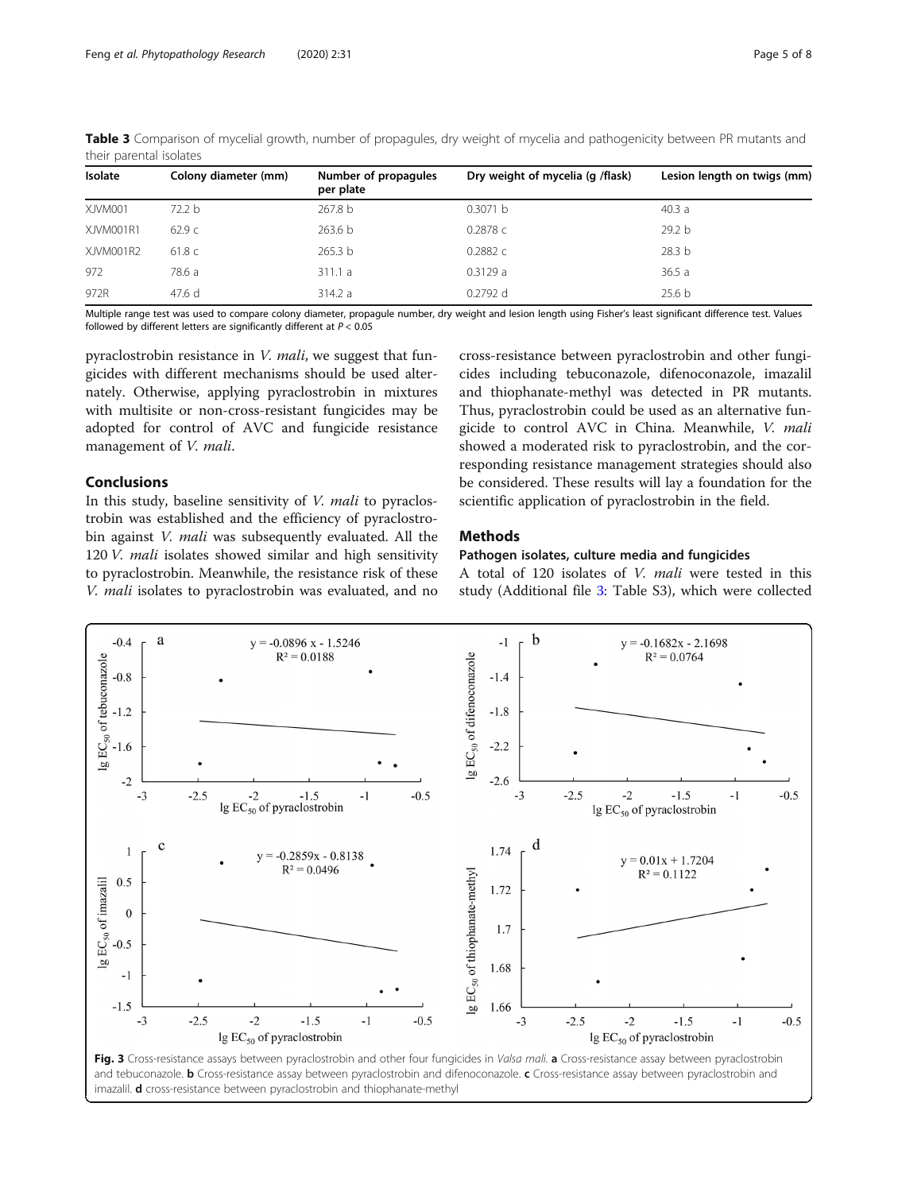**Table 3** Comparison of mycelial growth, number of propagules, dry weight of mycelia and pathogenicity between PR mutants and their parental isolates

| Isolate | Colony diameter (mm) | Number of propagules per plate | Dry weight of mycelia (g /flask) | Lesion length on twigs (mm) |
|---|---|---|---|---|
| XJVM001 | 72.2 b | 267.8 b | 0.3071 b | 40.3 a |
| XJVM001R1 | 62.9 c | 263.6 b | 0.2878 c | 29.2 b |
| XJVM001R2 | 61.8 c | 265.3 b | 0.2882 c | 28.3 b |
| 972 | 78.6 a | 311.1 a | 0.3129 a | 36.5 a |
| 972R | 47.6 d | 314.2 a | 0.2792 d | 25.6 b |

Multiple range test was used to compare colony diameter, propagule number, dry weight and lesion length using Fisher's least significant difference test. Values followed by different letters are significantly different at $P < 0.05$

pyraclostrobin resistance in *V. mali*, we suggest that fungicides with different mechanisms should be used alternately. Otherwise, applying pyraclostrobin in mixtures with multisite or non-cross-resistant fungicides may be adopted for control of AVC and fungicide resistance management of *V. mali*.

## Conclusions

In this study, baseline sensitivity of *V. mali* to pyraclostrobin was established and the efficiency of pyraclostrobin against *V. mali* was subsequently evaluated. All the 120 *V. mali* isolates showed similar and high sensitivity to pyraclostrobin. Meanwhile, the resistance risk of these *V. mali* isolates to pyraclostrobin was evaluated, and no cross-resistance between pyraclostrobin and other fungicides including tebuconazole, difenoconazole, imazalil and thiophanate-methyl was detected in PR mutants. Thus, pyraclostrobin could be used as an alternative fungicide to control AVC in China. Meanwhile, *V. mali* showed a moderated risk to pyraclostrobin, and the corresponding resistance management strategies should also be considered. These results will lay a foundation for the scientific application of pyraclostrobin in the field.

## Methods

### Pathogen isolates, culture media and fungicides

A total of 120 isolates of *V. mali* were tested in this study (Additional file 3: Table S3), which were collected

**Fig. 3** Cross-resistance assays between pyraclostrobin and other four fungicides in *Valsa mali*. **a** Cross-resistance assay between pyraclostrobin and tebuconazole. **b** Cross-resistance assay between pyraclostrobin and difenoconazole. **c** Cross-resistance assay between pyraclostrobin and imazalil. **d** cross-resistance between pyraclostrobin and thiophanate-methyl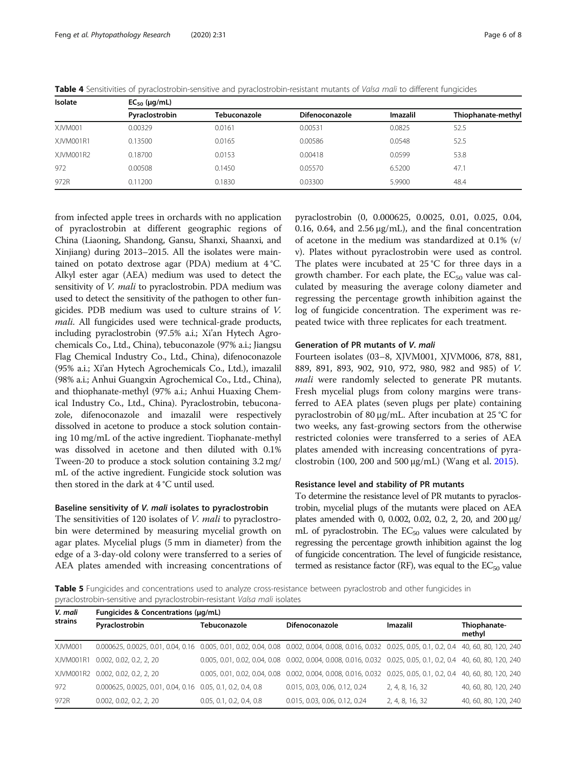**Table 4** Sensitivities of pyraclostrobin-sensitive and pyraclostrobin-resistant mutants of *Valsa mali* to different fungicides

| Isolate | $EC_{50}$ (μg/mL) | | | | |
|---|---|---|---|---|---|
| | Pyraclostrobin | Tebuconazole | Difenoconazole | Imazalil | Thiophanate-methyl |
| XJVM001 | 0.00329 | 0.0161 | 0.00531 | 0.0825 | 52.5 |
| XJVM001R1 | 0.13500 | 0.0165 | 0.00586 | 0.0548 | 52.5 |
| XJVM001R2 | 0.18700 | 0.0153 | 0.00418 | 0.0599 | 53.8 |
| 972 | 0.00508 | 0.1450 | 0.05570 | 6.5200 | 47.1 |
| 972R | 0.11200 | 0.1830 | 0.03300 | 5.9900 | 48.4 |

from infected apple trees in orchards with no application of pyraclostrobin at different geographic regions of China (Liaoning, Shandong, Gansu, Shanxi, Shaanxi, and Xinjiang) during 2013–2015. All the isolates were maintained on potato dextrose agar (PDA) medium at 4 °C. Alkyl ester agar (AEA) medium was used to detect the sensitivity of *V. mali* to pyraclostrobin. PDA medium was used to detect the sensitivity of the pathogen to other fungicides. PDB medium was used to culture strains of *V. mali*. All fungicides used were technical-grade products, including pyraclostrobin (97.5% a.i.; Xi'an Hytech Agrochemicals Co., Ltd., China), tebuconazole (97% a.i.; Jiangsu Flag Chemical Industry Co., Ltd., China), difenoconazole (95% a.i.; Xi'an Hytech Agrochemicals Co., Ltd.), imazalil (98% a.i.; Anhui Guangxin Agrochemical Co., Ltd., China), and thiophanate-methyl (97% a.i.; Anhui Huaxing Chemical Industry Co., Ltd., China). Pyraclostrobin, tebuconazole, difenoconazole and imazalil were respectively dissolved in acetone to produce a stock solution containing 10 mg/mL of the active ingredient. Tiophanate-methyl was dissolved in acetone and then diluted with 0.1% Tween-20 to produce a stock solution containing 3.2 mg/mL of the active ingredient. Fungicide stock solution was then stored in the dark at 4 °C until used.

### Baseline sensitivity of *V. mali* isolates to pyraclostrobin

The sensitivities of 120 isolates of *V. mali* to pyraclostrobin were determined by measuring mycelial growth on agar plates. Mycelial plugs (5 mm in diameter) from the edge of a 3-day-old colony were transferred to a series of AEA plates amended with increasing concentrations of pyraclostrobin (0, 0.000625, 0.0025, 0.01, 0.025, 0.04, 0.16, 0.64, and 2.56 μg/mL), and the final concentration of acetone in the medium was standardized at 0.1% (v/v). Plates without pyraclostrobin were used as control. The plates were incubated at 25 °C for three days in a growth chamber. For each plate, the $EC_{50}$ value was calculated by measuring the average colony diameter and regressing the percentage growth inhibition against the log of fungicide concentration. The experiment was repeated twice with three replicates for each treatment.

### Generation of PR mutants of *V. mali*

Fourteen isolates (03–8, XJVM001, XJVM006, 878, 881, 889, 891, 893, 902, 910, 972, 980, 982 and 985) of *V. mali* were randomly selected to generate PR mutants. Fresh mycelial plugs from colony margins were transferred to AEA plates (seven plugs per plate) containing pyraclostrobin of 80 μg/mL. After incubation at 25 °C for two weeks, any fast-growing sectors from the otherwise restricted colonies were transferred to a series of AEA plates amended with increasing concentrations of pyraclostrobin (100, 200 and 500 μg/mL) (Wang et al. 2015).

### Resistance level and stability of PR mutants

To determine the resistance level of PR mutants to pyraclostrobin, mycelial plugs of the mutants were placed on AEA plates amended with 0, 0.002, 0.02, 0.2, 2, 20, and 200 μg/mL of pyraclostrobin. The $EC_{50}$ values were calculated by regressing the percentage growth inhibition against the log of fungicide concentration. The level of fungicide resistance, termed as resistance factor (RF), was equal to the $EC_{50}$ value

**Table 5** Fungicides and concentrations used to analyze cross-resistance between pyraclostrob and other fungicides in pyraclostrobin-sensitive and pyraclostrobin-resistant *Valsa mali* isolates

| *V. mali* strains | Fungicides & Concentrations (μg/mL) | | | | |
|---|---|---|---|---|---|
| | Pyraclostrobin | Tebuconazole | Difenoconazole | Imazalil | Thiophanate-methyl |
| XJVM001 | 0.000625, 0.0025, 0.01, 0.04, 0.16 | 0.005, 0.01, 0.02, 0.04, 0.08 | 0.002, 0.004, 0.008, 0.016, 0.032 | 0.025, 0.05, 0.1, 0.2, 0.4 | 40, 60, 80, 120, 240 |
| XJVM001R1 | 0.002, 0.02, 0.2, 2, 20 | 0.005, 0.01, 0.02, 0.04, 0.08 | 0.002, 0.004, 0.008, 0.016, 0.032 | 0.025, 0.05, 0.1, 0.2, 0.4 | 40, 60, 80, 120, 240 |
| XJVM001R2 | 0.002, 0.02, 0.2, 2, 20 | 0.005, 0.01, 0.02, 0.04, 0.08 | 0.002, 0.004, 0.008, 0.016, 0.032 | 0.025, 0.05, 0.1, 0.2, 0.4 | 40, 60, 80, 120, 240 |
| 972 | 0.000625, 0.0025, 0.01, 0.04, 0.16 | 0.05, 0.1, 0.2, 0.4, 0.8 | 0.015, 0.03, 0.06, 0.12, 0.24 | 2, 4, 8, 16, 32 | 40, 60, 80, 120, 240 |
| 972R | 0.002, 0.02, 0.2, 2, 20 | 0.05, 0.1, 0.2, 0.4, 0.8 | 0.015, 0.03, 0.06, 0.12, 0.24 | 2, 4, 8, 16, 32 | 40, 60, 80, 120, 240 |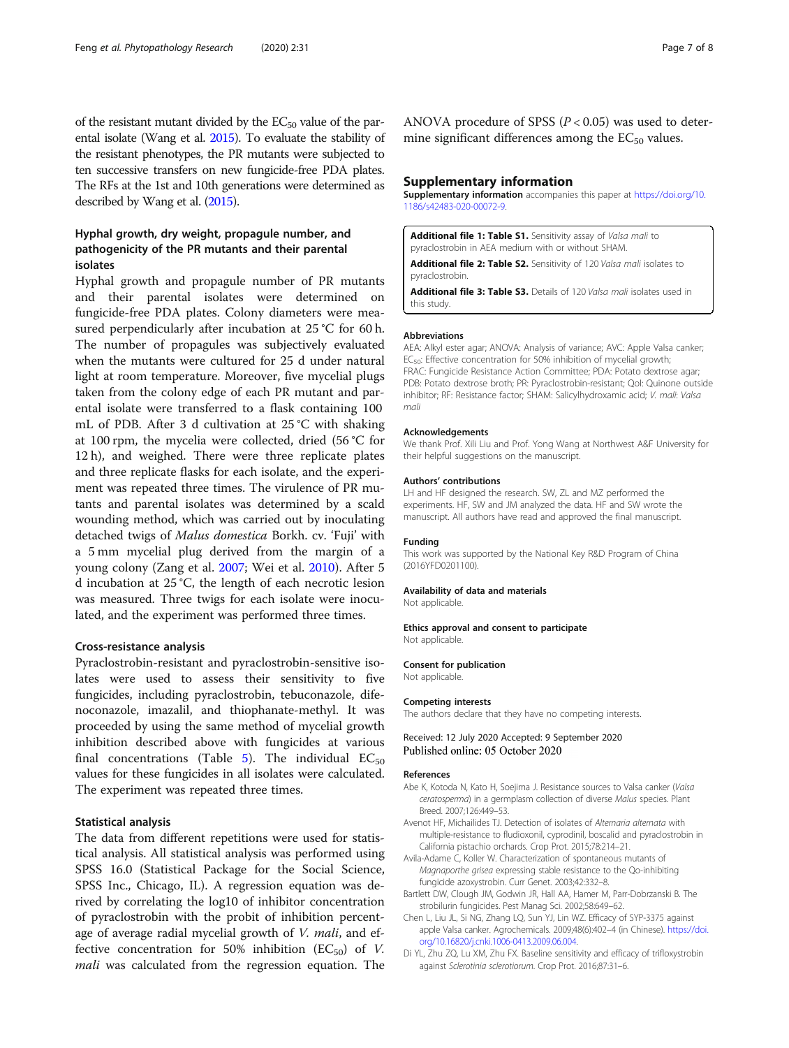of the resistant mutant divided by the $EC_{50}$ value of the parental isolate (Wang et al. 2015). To evaluate the stability of the resistant phenotypes, the PR mutants were subjected to ten successive transfers on new fungicide-free PDA plates. The RFs at the 1st and 10th generations were determined as described by Wang et al. (2015).

### Hyphal growth, dry weight, propagule number, and pathogenicity of the PR mutants and their parental isolates

Hyphal growth and propagule number of PR mutants and their parental isolates were determined on fungicide-free PDA plates. Colony diameters were measured perpendicularly after incubation at 25 °C for 60 h. The number of propagules was subjectively evaluated when the mutants were cultured for 25 d under natural light at room temperature. Moreover, five mycelial plugs taken from the colony edge of each PR mutant and parental isolate were transferred to a flask containing 100 mL of PDB. After 3 d cultivation at 25 °C with shaking at 100 rpm, the mycelia were collected, dried (56 °C for 12 h), and weighed. There were three replicate plates and three replicate flasks for each isolate, and the experiment was repeated three times. The virulence of PR mutants and parental isolates was determined by a scald wounding method, which was carried out by inoculating detached twigs of *Malus domestica* Borkh. cv. 'Fuji' with a 5 mm mycelial plug derived from the margin of a young colony (Zang et al. 2007; Wei et al. 2010). After 5 d incubation at 25 °C, the length of each necrotic lesion was measured. Three twigs for each isolate were inoculated, and the experiment was performed three times.

### Cross-resistance analysis

Pyraclostrobin-resistant and pyraclostrobin-sensitive isolates were used to assess their sensitivity to five fungicides, including pyraclostrobin, tebuconazole, difenoconazole, imazalil, and thiophanate-methyl. It was proceeded by using the same method of mycelial growth inhibition described above with fungicides at various final concentrations (Table 5). The individual $EC_{50}$ values for these fungicides in all isolates were calculated. The experiment was repeated three times.

### Statistical analysis

The data from different repetitions were used for statistical analysis. All statistical analysis was performed using SPSS 16.0 (Statistical Package for the Social Science, SPSS Inc., Chicago, IL). A regression equation was derived by correlating the log10 of inhibitor concentration of pyraclostrobin with the probit of inhibition percentage of average radial mycelial growth of *V. mali*, and effective concentration for 50% inhibition ($EC_{50}$) of *V. mali* was calculated from the regression equation. The ANOVA procedure of SPSS ($P < 0.05$) was used to determine significant differences among the $EC_{50}$ values.

## Supplementary information

**Supplementary information** accompanies this paper at https://doi.org/10.1186/s42483-020-00072-9.

**Additional file 1: Table S1.** Sensitivity assay of *Valsa mali* to pyraclostrobin in AEA medium with or without SHAM.

**Additional file 2: Table S2.** Sensitivity of 120 *Valsa mali* isolates to pyraclostrobin.

**Additional file 3: Table S3.** Details of 120 *Valsa mali* isolates used in this study.

#### Abbreviations

AEA: Alkyl ester agar; ANOVA: Analysis of variance; AVC: Apple Valsa canker; $EC_{50}$: Effective concentration for 50% inhibition of mycelial growth; FRAC: Fungicide Resistance Action Committee; PDA: Potato dextrose agar; PDB: Potato dextrose broth; PR: Pyraclostrobin-resistant; QoI: Quinone outside inhibitor; RF: Resistance factor; SHAM: Salicylhydroxamic acid; *V. mali*: *Valsa mali*

#### Acknowledgements

We thank Prof. Xili Liu and Prof. Yong Wang at Northwest A&F University for their helpful suggestions on the manuscript.

#### Authors' contributions

LH and HF designed the research. SW, ZL and MZ performed the experiments. HF, SW and JM analyzed the data. HF and SW wrote the manuscript. All authors have read and approved the final manuscript.

#### Funding

This work was supported by the National Key R&D Program of China (2016YFD0201100).

#### Availability of data and materials

Not applicable.

#### Ethics approval and consent to participate

Not applicable.

#### Consent for publication

Not applicable.

#### Competing interests

The authors declare that they have no competing interests.

Received: 12 July 2020 Accepted: 9 September 2020
Published online: 05 October 2020

#### References

Abe K, Kotoda N, Kato H, Soejima J. Resistance sources to Valsa canker (*Valsa ceratosperma*) in a germplasm collection of diverse *Malus* species. Plant Breed. 2007;126:449–53.

Avenot HF, Michailides TJ. Detection of isolates of *Alternaria alternata* with multiple-resistance to fludioxonil, cyprodinil, boscalid and pyraclostrobin in California pistachio orchards. Crop Prot. 2015;78:214–21.

Avila-Adame C, Koller W. Characterization of spontaneous mutants of *Magnaporthe grisea* expressing stable resistance to the Qo-inhibiting fungicide azoxystrobin. Curr Genet. 2003;42:332–8.

Bartlett DW, Clough JM, Godwin JR, Hall AA, Hamer M, Parr-Dobrzanski B. The strobilurin fungicides. Pest Manag Sci. 2002;58:649–62.

Chen L, Liu JL, Si NG, Zhang LQ, Sun YJ, Lin WZ. Efficacy of SYP-3375 against apple Valsa canker. Agrochemicals. 2009;48(6):402–4 (in Chinese). https://doi.org/10.16820/j.cnki.1006-0413.2009.06.004.

Di YL, Zhu ZQ, Lu XM, Zhu FX. Baseline sensitivity and efficacy of trifloxystrobin against *Sclerotinia sclerotiorum*. Crop Prot. 2016;87:31–6.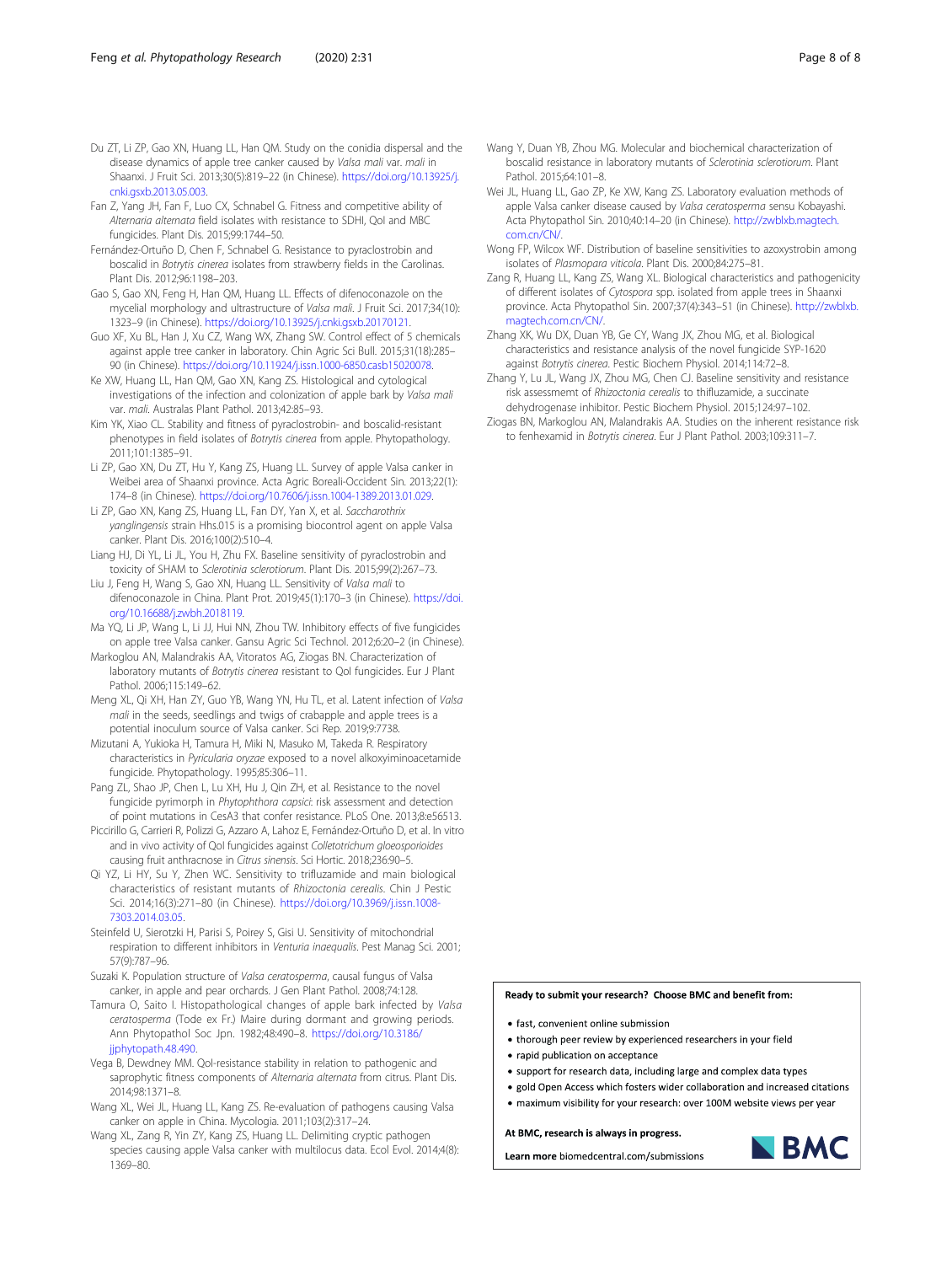Du ZT, Li ZP, Gao XN, Huang LL, Han QM. Study on the conidia dispersal and the disease dynamics of apple tree canker caused by *Valsa mali* var. *mali* in Shaanxi. J Fruit Sci. 2013;30(5):819–22 (in Chinese). https://doi.org/10.13925/j.cnki.gsxb.2013.05.003.

Fan Z, Yang JH, Fan F, Luo CX, Schnabel G. Fitness and competitive ability of *Alternaria alternata* field isolates with resistance to SDHI, QoI and MBC fungicides. Plant Dis. 2015;99:1744–50.

Fernández-Ortuño D, Chen F, Schnabel G. Resistance to pyraclostrobin and boscalid in *Botrytis cinerea* isolates from strawberry fields in the Carolinas. Plant Dis. 2012;96:1198–203.

Gao S, Gao XN, Feng H, Han QM, Huang LL. Effects of difenoconazole on the mycelial morphology and ultrastructure of *Valsa mali*. J Fruit Sci. 2017;34(10):1323–9 (in Chinese). https://doi.org/10.13925/j.cnki.gsxb.20170121.

Guo XF, Xu BL, Han J, Xu CZ, Wang WX, Zhang SW. Control effect of 5 chemicals against apple tree canker in laboratory. Chin Agric Sci Bull. 2015;31(18):285–90 (in Chinese). https://doi.org/10.11924/j.issn.1000-6850.casb15020078.

Ke XW, Huang LL, Han QM, Gao XN, Kang ZS. Histological and cytological investigations of the infection and colonization of apple bark by *Valsa mali* var. *mali*. Australas Plant Pathol. 2013;42:85–93.

Kim YK, Xiao CL. Stability and fitness of pyraclostrobin- and boscalid-resistant phenotypes in field isolates of *Botrytis cinerea* from apple. Phytopathology. 2011;101:1385–91.

Li ZP, Gao XN, Du ZT, Hu Y, Kang ZS, Huang LL. Survey of apple Valsa canker in Weibei area of Shaanxi province. Acta Agric Boreali-Occident Sin. 2013;22(1):174–8 (in Chinese). https://doi.org/10.7606/j.issn.1004-1389.2013.01.029.

Li ZP, Gao XN, Kang ZS, Huang LL, Fan DY, Yan X, et al. *Saccharothrix yanglingensis* strain Hhs.015 is a promising biocontrol agent on apple Valsa canker. Plant Dis. 2016;100(2):510–4.

Liang HJ, Di YL, Li JL, You H, Zhu FX. Baseline sensitivity of pyraclostrobin and toxicity of SHAM to *Sclerotinia sclerotiorum*. Plant Dis. 2015;99(2):267–73.

Liu J, Feng H, Wang S, Gao XN, Huang LL. Sensitivity of *Valsa mali* to difenoconazole in China. Plant Prot. 2019;45(1):170–3 (in Chinese). https://doi.org/10.16688/j.zwbh.2018119.

Ma YQ, Li JP, Wang L, Li JJ, Hui NN, Zhou TW. Inhibitory effects of five fungicides on apple tree Valsa canker. Gansu Agric Sci Technol. 2012;6:20–2 (in Chinese).

Markoglou AN, Malandrakis AA, Vitoratos AG, Ziogas BN. Characterization of laboratory mutants of *Botrytis cinerea* resistant to QoI fungicides. Eur J Plant Pathol. 2006;115:149–62.

Meng XL, Qi XH, Han ZY, Guo YB, Wang YN, Hu TL, et al. Latent infection of *Valsa mali* in the seeds, seedlings and twigs of crabapple and apple trees is a potential inoculum source of Valsa canker. Sci Rep. 2019;9:7738.

Mizutani A, Yukioka H, Tamura H, Miki N, Masuko M, Takeda R. Respiratory characteristics in *Pyricularia oryzae* exposed to a novel alkoxyiminoacetamide fungicide. Phytopathology. 1995;85:306–11.

Pang ZL, Shao JP, Chen L, Lu XH, Hu J, Qin ZH, et al. Resistance to the novel fungicide pyrimorph in *Phytophthora capsici*: risk assessment and detection of point mutations in CesA3 that confer resistance. PLoS One. 2013;8:e56513.

Piccirillo G, Carrieri R, Polizzi G, Azzaro A, Lahoz E, Fernández-Ortuño D, et al. In vitro and in vivo activity of QoI fungicides against *Colletotrichum gloeosporioides* causing fruit anthracnose in *Citrus sinensis*. Sci Hortic. 2018;236:90–5.

Qi YZ, Li HY, Su Y, Zhen WC. Sensitivity to trifluzamide and main biological characteristics of resistant mutants of *Rhizoctonia cerealis*. Chin J Pestic Sci. 2014;16(3):271–80 (in Chinese). https://doi.org/10.3969/j.issn.1008-7303.2014.03.05.

Steinfeld U, Sierotzki H, Parisi S, Poirey S, Gisi U. Sensitivity of mitochondrial respiration to different inhibitors in *Venturia inaequalis*. Pest Manag Sci. 2001;57(9):787–96.

Suzaki K. Population structure of *Valsa ceratosperma*, causal fungus of Valsa canker, in apple and pear orchards. J Gen Plant Pathol. 2008;74:128.

Tamura O, Saito I. Histopathological changes of apple bark infected by *Valsa ceratosperma* (Tode ex Fr.) Maire during dormant and growing periods. Ann Phytopathol Soc Jpn. 1982;48:490–8. https://doi.org/10.3186/jjphytopath.48.490.

Vega B, Dewdney MM. QoI-resistance stability in relation to pathogenic and saprophytic fitness components of *Alternaria alternata* from citrus. Plant Dis. 2014;98:1371–8.

Wang XL, Wei JL, Huang LL, Kang ZS. Re-evaluation of pathogens causing Valsa canker on apple in China. Mycologia. 2011;103(2):317–24.

Wang XL, Zang R, Yin ZY, Kang ZS, Huang LL. Delimiting cryptic pathogen species causing apple Valsa canker with multilocus data. Ecol Evol. 2014;4(8):1369–80.

Wang Y, Duan YB, Zhou MG. Molecular and biochemical characterization of boscalid resistance in laboratory mutants of *Sclerotinia sclerotiorum*. Plant Pathol. 2015;64:101–8.

Wei JL, Huang LL, Gao ZP, Ke XW, Kang ZS. Laboratory evaluation methods of apple Valsa canker disease caused by *Valsa ceratosperma* sensu Kobayashi. Acta Phytopathol Sin. 2010;40:14–20 (in Chinese). http://zwblxb.magtech.com.cn/CN/.

Wong FP, Wilcox WF. Distribution of baseline sensitivities to azoxystrobin among isolates of *Plasmopara viticola*. Plant Dis. 2000;84:275–81.

Zang R, Huang LL, Kang ZS, Wang XL. Biological characteristics and pathogenicity of different isolates of *Cytospora* spp. isolated from apple trees in Shaanxi province. Acta Phytopathol Sin. 2007;37(4):343–51 (in Chinese). http://zwblxb.magtech.com.cn/CN/.

Zhang XK, Wu DX, Duan YB, Ge CY, Wang JX, Zhou MG, et al. Biological characteristics and resistance analysis of the novel fungicide SYP-1620 against *Botrytis cinerea*. Pestic Biochem Physiol. 2014;114:72–8.

Zhang Y, Lu JL, Wang JX, Zhou MG, Chen CJ. Baseline sensitivity and resistance risk assessmemt of *Rhizoctonia cerealis* to thifluzamide, a succinate dehydrogenase inhibitor. Pestic Biochem Physiol. 2015;124:97–102.

Ziogas BN, Markoglou AN, Malandrakis AA. Studies on the inherent resistance risk to fenhexamid in *Botrytis cinerea*. Eur J Plant Pathol. 2003;109:311–7.